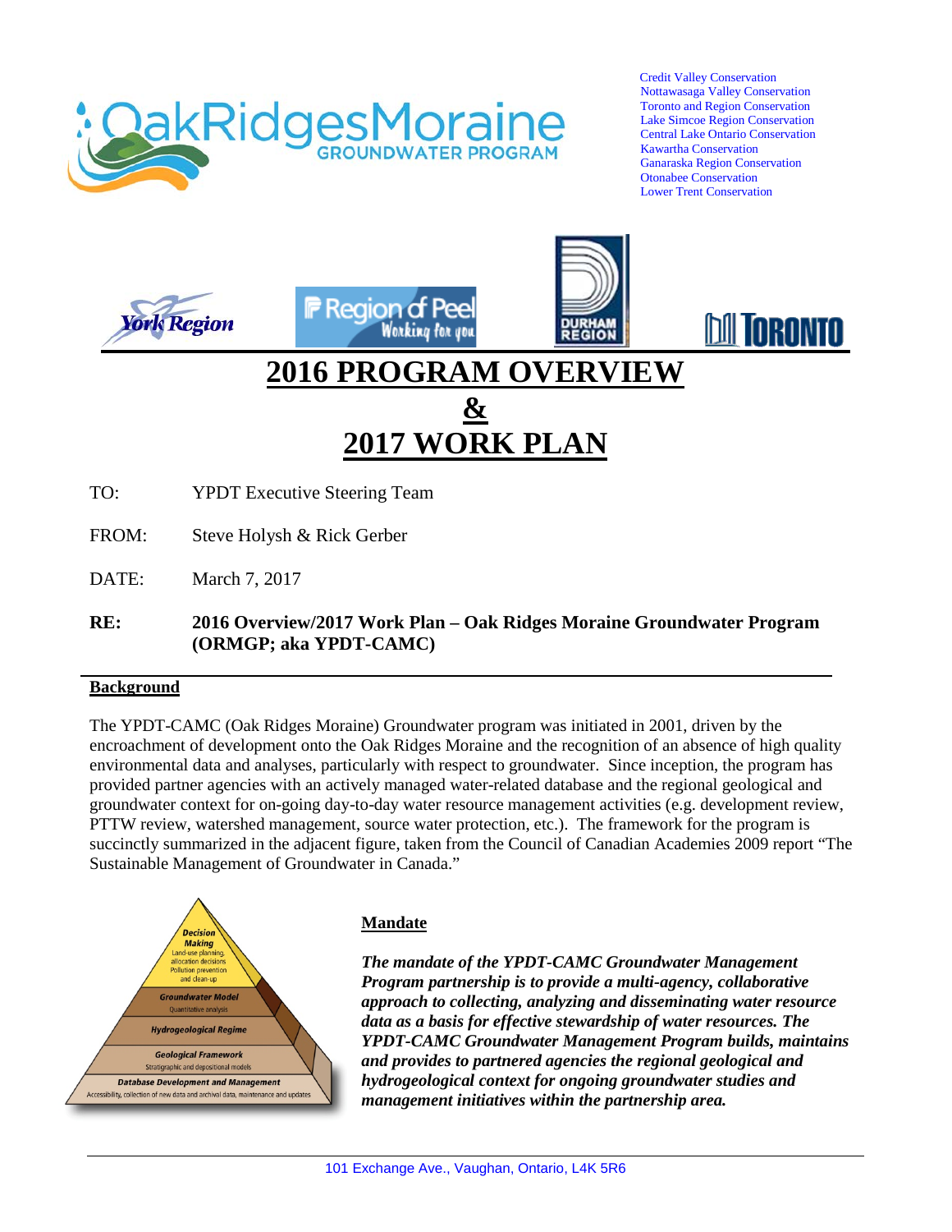Credit Valley Conservation
Nottawasaga Valley Conservation
Toronto and Region Conservation
Lake Simcoe Region Conservation
Central Lake Ontario Conservation
Kawartha Conservation
Ganaraska Region Conservation
Otonabee Conservation
Lower Trent Conservation

# 2016 PROGRAM OVERVIEW & 2017 WORK PLAN

TO: YPDT Executive Steering Team

FROM: Steve Holysh & Rick Gerber

DATE: March 7, 2017

**RE: 2016 Overview/2017 Work Plan – Oak Ridges Moraine Groundwater Program (ORMGP; aka YPDT-CAMC)**

## Background

The YPDT-CAMC (Oak Ridges Moraine) Groundwater program was initiated in 2001, driven by the encroachment of development onto the Oak Ridges Moraine and the recognition of an absence of high quality environmental data and analyses, particularly with respect to groundwater. Since inception, the program has provided partner agencies with an actively managed water-related database and the regional geological and groundwater context for on-going day-to-day water resource management activities (e.g. development review, PTTW review, watershed management, source water protection, etc.). The framework for the program is succinctly summarized in the adjacent figure, taken from the Council of Canadian Academies 2009 report "The Sustainable Management of Groundwater in Canada."

Decision Making
Land-use planning, allocation decisions, Pollution prevention and clean-up

Groundwater Model
Quantitative analysis

Hydrogeological Regime

Geological Framework
Stratigraphic and depositional models

Database Development and Management
Accessibility, collection of new data and archival data, maintenance and updates

## Mandate

***The mandate of the YPDT-CAMC Groundwater Management Program partnership is to provide a multi-agency, collaborative approach to collecting, analyzing and disseminating water resource data as a basis for effective stewardship of water resources. The YPDT-CAMC Groundwater Management Program builds, maintains and provides to partnered agencies the regional geological and hydrogeological context for ongoing groundwater studies and management initiatives within the partnership area.***

101 Exchange Ave., Vaughan, Ontario, L4K 5R6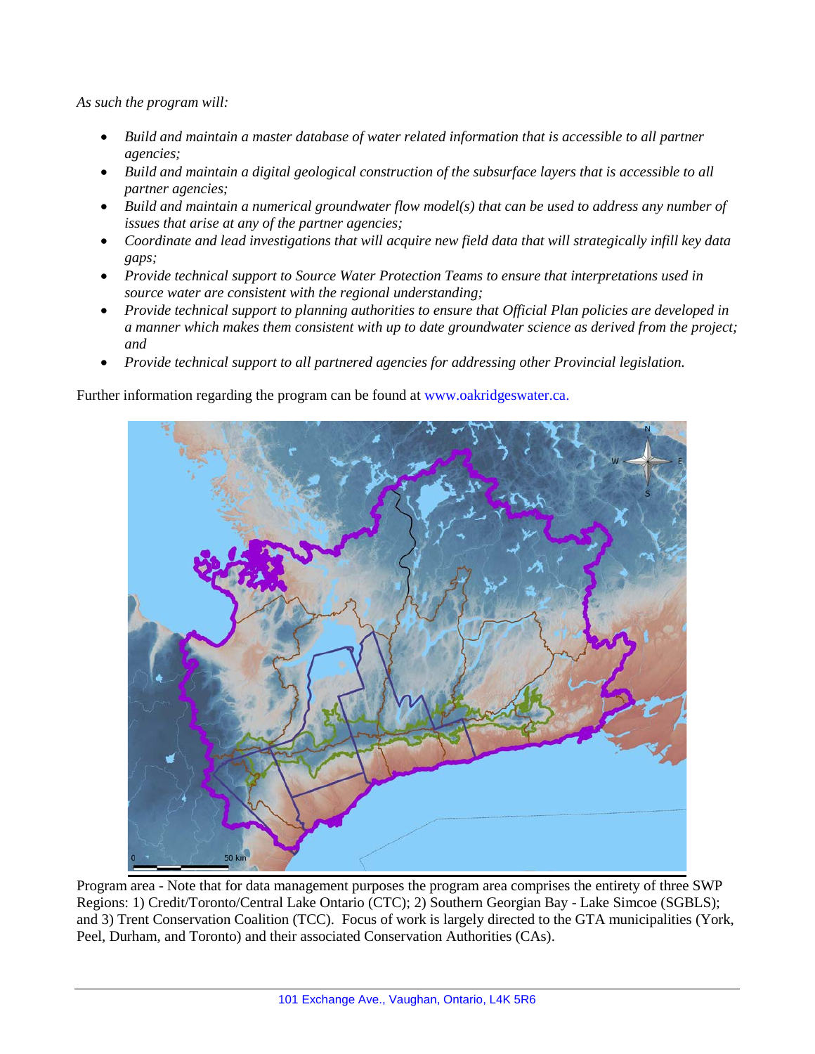*As such the program will:*

- *Build and maintain a master database of water related information that is accessible to all partner agencies;*
- *Build and maintain a digital geological construction of the subsurface layers that is accessible to all partner agencies;*
- *Build and maintain a numerical groundwater flow model(s) that can be used to address any number of issues that arise at any of the partner agencies;*
- *Coordinate and lead investigations that will acquire new field data that will strategically infill key data gaps;*
- *Provide technical support to Source Water Protection Teams to ensure that interpretations used in source water are consistent with the regional understanding;*
- *Provide technical support to planning authorities to ensure that Official Plan policies are developed in a manner which makes them consistent with up to date groundwater science as derived from the project; and*
- *Provide technical support to all partnered agencies for addressing other Provincial legislation.*

Further information regarding the program can be found at www.oakridgeswater.ca.

Program area - Note that for data management purposes the program area comprises the entirety of three SWP Regions: 1) Credit/Toronto/Central Lake Ontario (CTC); 2) Southern Georgian Bay - Lake Simcoe (SGBLS); and 3) Trent Conservation Coalition (TCC). Focus of work is largely directed to the GTA municipalities (York, Peel, Durham, and Toronto) and their associated Conservation Authorities (CAs).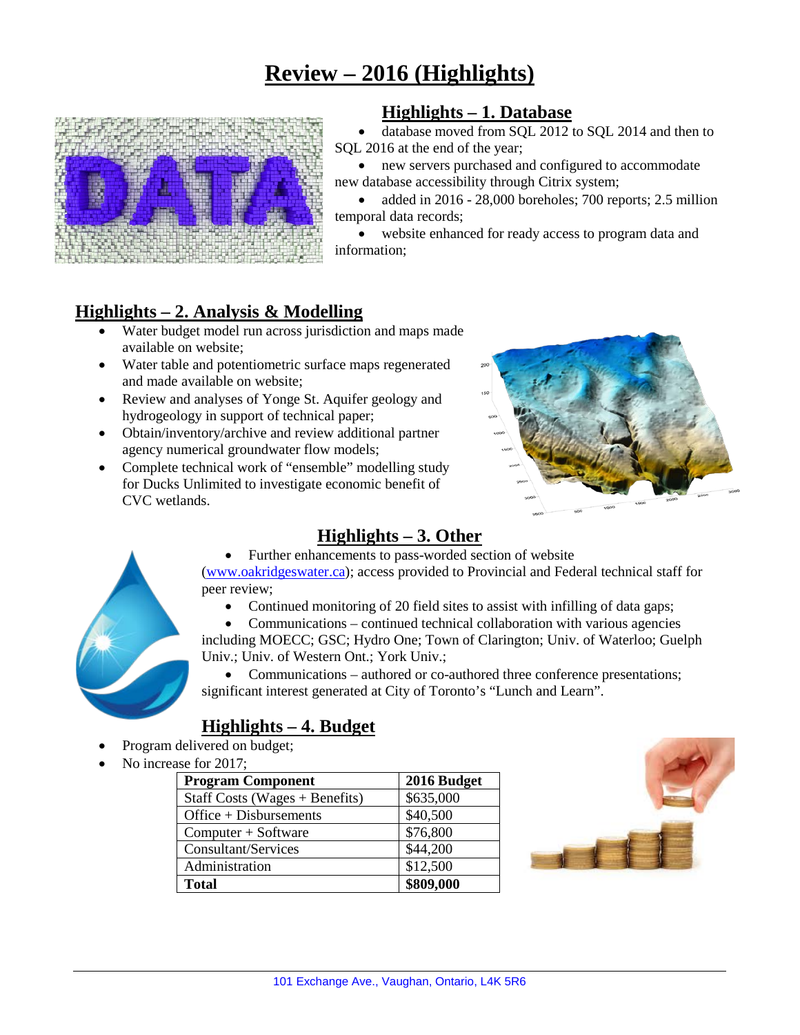# Review – 2016 (Highlights)

## Highlights – 1. Database

- database moved from SQL 2012 to SQL 2014 and then to SQL 2016 at the end of the year;
- new servers purchased and configured to accommodate new database accessibility through Citrix system;
- added in 2016 - 28,000 boreholes; 700 reports; 2.5 million temporal data records;
- website enhanced for ready access to program data and information;

## Highlights – 2. Analysis & Modelling

- Water budget model run across jurisdiction and maps made available on website;
- Water table and potentiometric surface maps regenerated and made available on website;
- Review and analyses of Yonge St. Aquifer geology and hydrogeology in support of technical paper;
- Obtain/inventory/archive and review additional partner agency numerical groundwater flow models;
- Complete technical work of "ensemble" modelling study for Ducks Unlimited to investigate economic benefit of CVC wetlands.

## Highlights – 3. Other

- Further enhancements to pass-worded section of website (www.oakridgeswater.ca); access provided to Provincial and Federal technical staff for peer review;
- Continued monitoring of 20 field sites to assist with infilling of data gaps;
- Communications – continued technical collaboration with various agencies including MOECC; GSC; Hydro One; Town of Clarington; Univ. of Waterloo; Guelph Univ.; Univ. of Western Ont.; York Univ.;
- Communications – authored or co-authored three conference presentations; significant interest generated at City of Toronto's "Lunch and Learn".

## Highlights – 4. Budget

- Program delivered on budget;
- No increase for 2017;

| Program Component | 2016 Budget |
|---|---|
| Staff Costs (Wages + Benefits) | $635,000 |
| Office + Disbursements | $40,500 |
| Computer + Software | $76,800 |
| Consultant/Services | $44,200 |
| Administration | $12,500 |
| **Total** | **$809,000** |

101 Exchange Ave., Vaughan, Ontario, L4K 5R6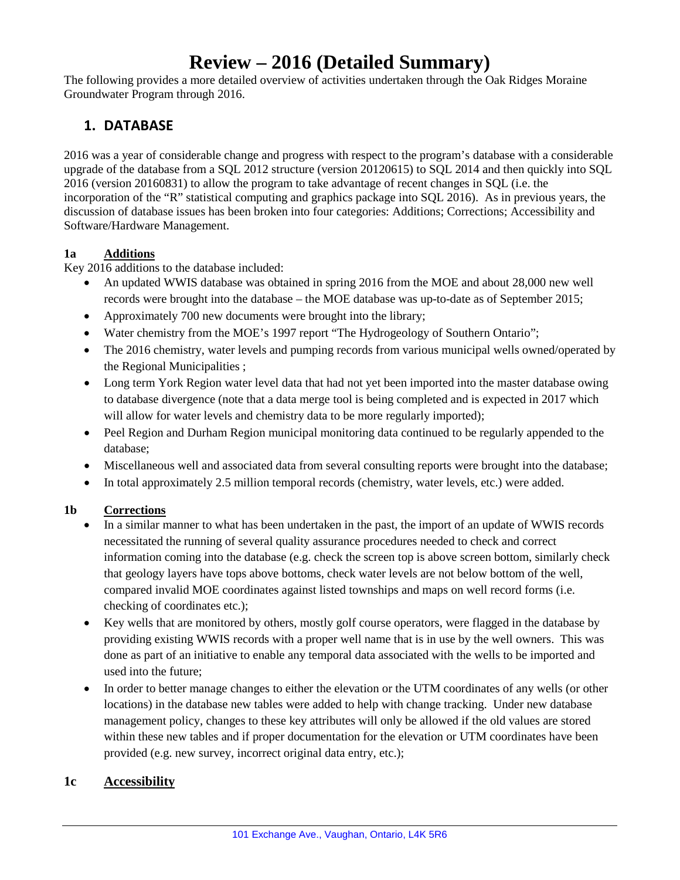# Review – 2016 (Detailed Summary)

The following provides a more detailed overview of activities undertaken through the Oak Ridges Moraine Groundwater Program through 2016.

## 1. DATABASE

2016 was a year of considerable change and progress with respect to the program's database with a considerable upgrade of the database from a SQL 2012 structure (version 20120615) to SQL 2014 and then quickly into SQL 2016 (version 20160831) to allow the program to take advantage of recent changes in SQL (i.e. the incorporation of the "R" statistical computing and graphics package into SQL 2016). As in previous years, the discussion of database issues has been broken into four categories: Additions; Corrections; Accessibility and Software/Hardware Management.

### 1a Additions

Key 2016 additions to the database included:

- An updated WWIS database was obtained in spring 2016 from the MOE and about 28,000 new well records were brought into the database – the MOE database was up-to-date as of September 2015;
- Approximately 700 new documents were brought into the library;
- Water chemistry from the MOE's 1997 report "The Hydrogeology of Southern Ontario";
- The 2016 chemistry, water levels and pumping records from various municipal wells owned/operated by the Regional Municipalities ;
- Long term York Region water level data that had not yet been imported into the master database owing to database divergence (note that a data merge tool is being completed and is expected in 2017 which will allow for water levels and chemistry data to be more regularly imported);
- Peel Region and Durham Region municipal monitoring data continued to be regularly appended to the database;
- Miscellaneous well and associated data from several consulting reports were brought into the database;
- In total approximately 2.5 million temporal records (chemistry, water levels, etc.) were added.

### 1b Corrections

- In a similar manner to what has been undertaken in the past, the import of an update of WWIS records necessitated the running of several quality assurance procedures needed to check and correct information coming into the database (e.g. check the screen top is above screen bottom, similarly check that geology layers have tops above bottoms, check water levels are not below bottom of the well, compared invalid MOE coordinates against listed townships and maps on well record forms (i.e. checking of coordinates etc.);
- Key wells that are monitored by others, mostly golf course operators, were flagged in the database by providing existing WWIS records with a proper well name that is in use by the well owners. This was done as part of an initiative to enable any temporal data associated with the wells to be imported and used into the future;
- In order to better manage changes to either the elevation or the UTM coordinates of any wells (or other locations) in the database new tables were added to help with change tracking. Under new database management policy, changes to these key attributes will only be allowed if the old values are stored within these new tables and if proper documentation for the elevation or UTM coordinates have been provided (e.g. new survey, incorrect original data entry, etc.);

### 1c Accessibility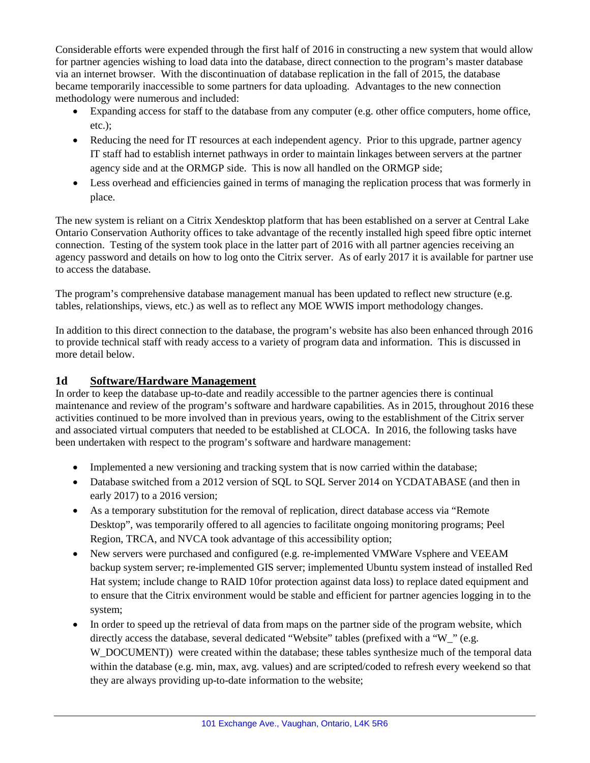Considerable efforts were expended through the first half of 2016 in constructing a new system that would allow for partner agencies wishing to load data into the database, direct connection to the program's master database via an internet browser. With the discontinuation of database replication in the fall of 2015, the database became temporarily inaccessible to some partners for data uploading. Advantages to the new connection methodology were numerous and included:

- Expanding access for staff to the database from any computer (e.g. other office computers, home office, etc.);
- Reducing the need for IT resources at each independent agency. Prior to this upgrade, partner agency IT staff had to establish internet pathways in order to maintain linkages between servers at the partner agency side and at the ORMGP side. This is now all handled on the ORMGP side;
- Less overhead and efficiencies gained in terms of managing the replication process that was formerly in place.

The new system is reliant on a Citrix Xendesktop platform that has been established on a server at Central Lake Ontario Conservation Authority offices to take advantage of the recently installed high speed fibre optic internet connection. Testing of the system took place in the latter part of 2016 with all partner agencies receiving an agency password and details on how to log onto the Citrix server. As of early 2017 it is available for partner use to access the database.

The program's comprehensive database management manual has been updated to reflect new structure (e.g. tables, relationships, views, etc.) as well as to reflect any MOE WWIS import methodology changes.

In addition to this direct connection to the database, the program's website has also been enhanced through 2016 to provide technical staff with ready access to a variety of program data and information. This is discussed in more detail below.

## 1d Software/Hardware Management

In order to keep the database up-to-date and readily accessible to the partner agencies there is continual maintenance and review of the program's software and hardware capabilities. As in 2015, throughout 2016 these activities continued to be more involved than in previous years, owing to the establishment of the Citrix server and associated virtual computers that needed to be established at CLOCA. In 2016, the following tasks have been undertaken with respect to the program's software and hardware management:

- Implemented a new versioning and tracking system that is now carried within the database;
- Database switched from a 2012 version of SQL to SQL Server 2014 on YCDATABASE (and then in early 2017) to a 2016 version;
- As a temporary substitution for the removal of replication, direct database access via "Remote Desktop", was temporarily offered to all agencies to facilitate ongoing monitoring programs; Peel Region, TRCA, and NVCA took advantage of this accessibility option;
- New servers were purchased and configured (e.g. re-implemented VMWare Vsphere and VEEAM backup system server; re-implemented GIS server; implemented Ubuntu system instead of installed Red Hat system; include change to RAID 10for protection against data loss) to replace dated equipment and to ensure that the Citrix environment would be stable and efficient for partner agencies logging in to the system;
- In order to speed up the retrieval of data from maps on the partner side of the program website, which directly access the database, several dedicated "Website" tables (prefixed with a "W_" (e.g. W_DOCUMENT)) were created within the database; these tables synthesize much of the temporal data within the database (e.g. min, max, avg. values) and are scripted/coded to refresh every weekend so that they are always providing up-to-date information to the website;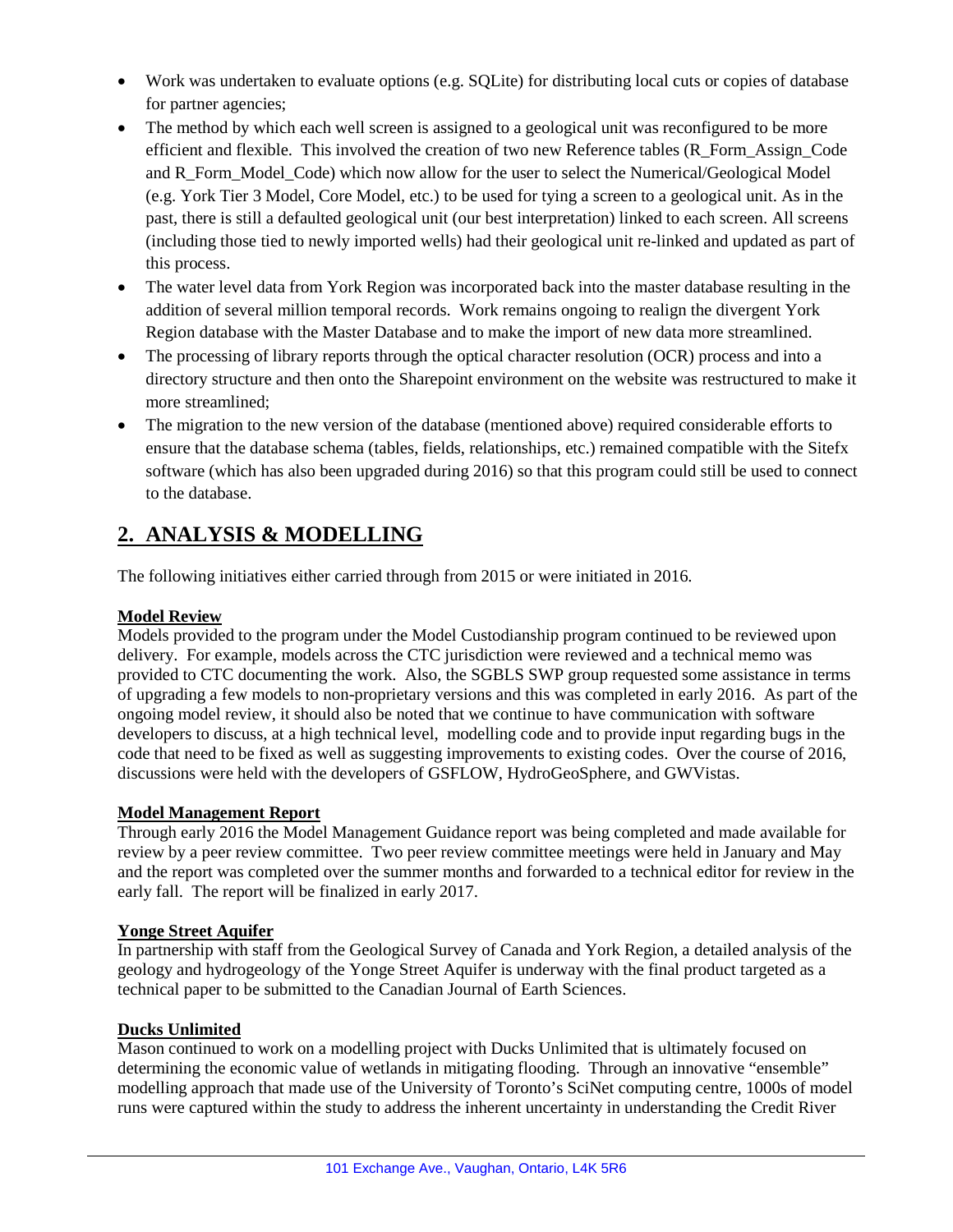- Work was undertaken to evaluate options (e.g. SQLite) for distributing local cuts or copies of database for partner agencies;
- The method by which each well screen is assigned to a geological unit was reconfigured to be more efficient and flexible. This involved the creation of two new Reference tables (R_Form_Assign_Code and R_Form_Model_Code) which now allow for the user to select the Numerical/Geological Model (e.g. York Tier 3 Model, Core Model, etc.) to be used for tying a screen to a geological unit. As in the past, there is still a defaulted geological unit (our best interpretation) linked to each screen. All screens (including those tied to newly imported wells) had their geological unit re-linked and updated as part of this process.
- The water level data from York Region was incorporated back into the master database resulting in the addition of several million temporal records. Work remains ongoing to realign the divergent York Region database with the Master Database and to make the import of new data more streamlined.
- The processing of library reports through the optical character resolution (OCR) process and into a directory structure and then onto the Sharepoint environment on the website was restructured to make it more streamlined;
- The migration to the new version of the database (mentioned above) required considerable efforts to ensure that the database schema (tables, fields, relationships, etc.) remained compatible with the Sitefx software (which has also been upgraded during 2016) so that this program could still be used to connect to the database.

## 2. ANALYSIS & MODELLING

The following initiatives either carried through from 2015 or were initiated in 2016.

**Model Review**

Models provided to the program under the Model Custodianship program continued to be reviewed upon delivery. For example, models across the CTC jurisdiction were reviewed and a technical memo was provided to CTC documenting the work. Also, the SGBLS SWP group requested some assistance in terms of upgrading a few models to non-proprietary versions and this was completed in early 2016. As part of the ongoing model review, it should also be noted that we continue to have communication with software developers to discuss, at a high technical level, modelling code and to provide input regarding bugs in the code that need to be fixed as well as suggesting improvements to existing codes. Over the course of 2016, discussions were held with the developers of GSFLOW, HydroGeoSphere, and GWVistas.

**Model Management Report**

Through early 2016 the Model Management Guidance report was being completed and made available for review by a peer review committee. Two peer review committee meetings were held in January and May and the report was completed over the summer months and forwarded to a technical editor for review in the early fall. The report will be finalized in early 2017.

**Yonge Street Aquifer**

In partnership with staff from the Geological Survey of Canada and York Region, a detailed analysis of the geology and hydrogeology of the Yonge Street Aquifer is underway with the final product targeted as a technical paper to be submitted to the Canadian Journal of Earth Sciences.

**Ducks Unlimited**

Mason continued to work on a modelling project with Ducks Unlimited that is ultimately focused on determining the economic value of wetlands in mitigating flooding. Through an innovative "ensemble" modelling approach that made use of the University of Toronto's SciNet computing centre, 1000s of model runs were captured within the study to address the inherent uncertainty in understanding the Credit River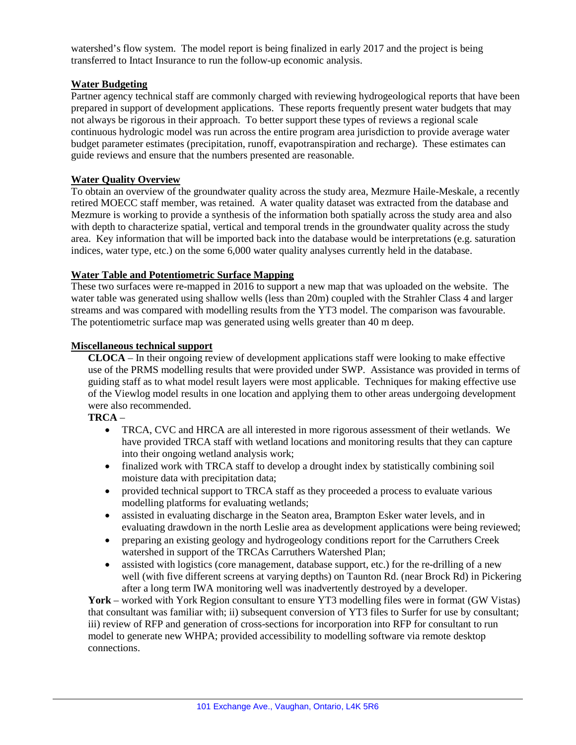watershed's flow system. The model report is being finalized in early 2017 and the project is being transferred to Intact Insurance to run the follow-up economic analysis.

## Water Budgeting

Partner agency technical staff are commonly charged with reviewing hydrogeological reports that have been prepared in support of development applications. These reports frequently present water budgets that may not always be rigorous in their approach. To better support these types of reviews a regional scale continuous hydrologic model was run across the entire program area jurisdiction to provide average water budget parameter estimates (precipitation, runoff, evapotranspiration and recharge). These estimates can guide reviews and ensure that the numbers presented are reasonable.

## Water Quality Overview

To obtain an overview of the groundwater quality across the study area, Mezmure Haile-Meskale, a recently retired MOECC staff member, was retained. A water quality dataset was extracted from the database and Mezmure is working to provide a synthesis of the information both spatially across the study area and also with depth to characterize spatial, vertical and temporal trends in the groundwater quality across the study area. Key information that will be imported back into the database would be interpretations (e.g. saturation indices, water type, etc.) on the some 6,000 water quality analyses currently held in the database.

## Water Table and Potentiometric Surface Mapping

These two surfaces were re-mapped in 2016 to support a new map that was uploaded on the website. The water table was generated using shallow wells (less than 20m) coupled with the Strahler Class 4 and larger streams and was compared with modelling results from the YT3 model. The comparison was favourable. The potentiometric surface map was generated using wells greater than 40 m deep.

## Miscellaneous technical support

**CLOCA** – In their ongoing review of development applications staff were looking to make effective use of the PRMS modelling results that were provided under SWP. Assistance was provided in terms of guiding staff as to what model result layers were most applicable. Techniques for making effective use of the Viewlog model results in one location and applying them to other areas undergoing development were also recommended.

**TRCA** –

- TRCA, CVC and HRCA are all interested in more rigorous assessment of their wetlands. We have provided TRCA staff with wetland locations and monitoring results that they can capture into their ongoing wetland analysis work;
- finalized work with TRCA staff to develop a drought index by statistically combining soil moisture data with precipitation data;
- provided technical support to TRCA staff as they proceeded a process to evaluate various modelling platforms for evaluating wetlands;
- assisted in evaluating discharge in the Seaton area, Brampton Esker water levels, and in evaluating drawdown in the north Leslie area as development applications were being reviewed;
- preparing an existing geology and hydrogeology conditions report for the Carruthers Creek watershed in support of the TRCAs Carruthers Watershed Plan;
- assisted with logistics (core management, database support, etc.) for the re-drilling of a new well (with five different screens at varying depths) on Taunton Rd. (near Brock Rd) in Pickering after a long term IWA monitoring well was inadvertently destroyed by a developer.

**York** – worked with York Region consultant to ensure YT3 modelling files were in format (GW Vistas) that consultant was familiar with; ii) subsequent conversion of YT3 files to Surfer for use by consultant; iii) review of RFP and generation of cross-sections for incorporation into RFP for consultant to run model to generate new WHPA; provided accessibility to modelling software via remote desktop connections.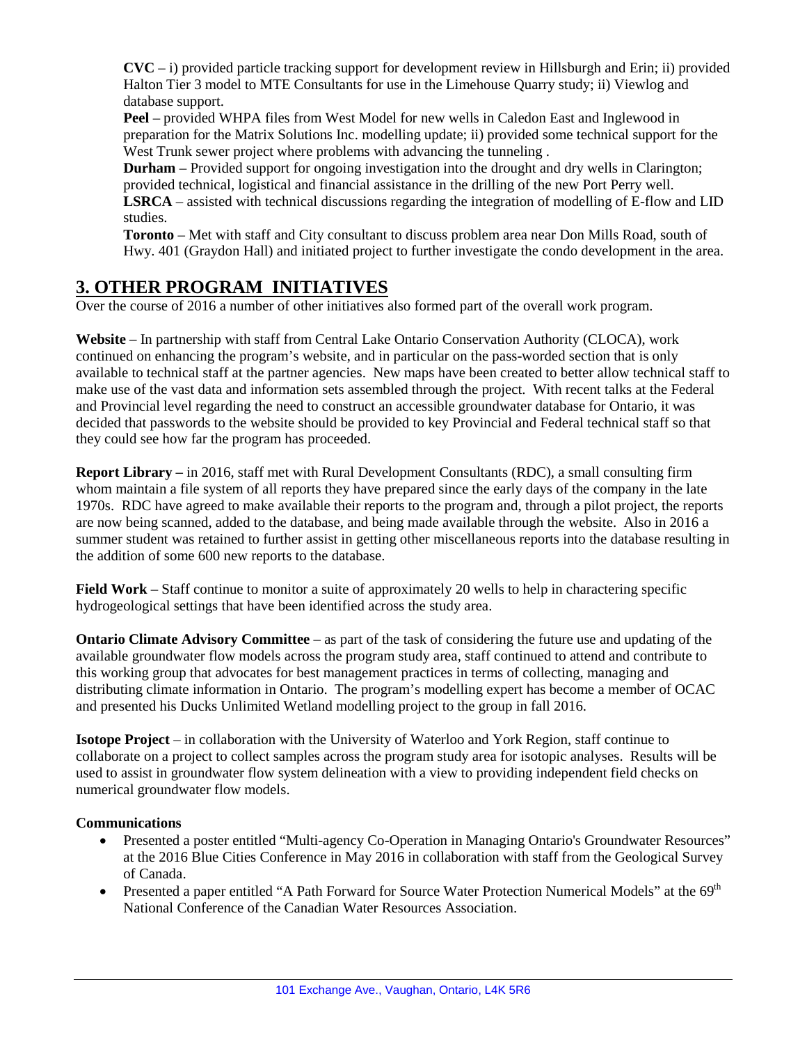**CVC** – i) provided particle tracking support for development review in Hillsburgh and Erin; ii) provided Halton Tier 3 model to MTE Consultants for use in the Limehouse Quarry study; ii) Viewlog and database support.

**Peel** – provided WHPA files from West Model for new wells in Caledon East and Inglewood in preparation for the Matrix Solutions Inc. modelling update; ii) provided some technical support for the West Trunk sewer project where problems with advancing the tunneling .

**Durham** – Provided support for ongoing investigation into the drought and dry wells in Clarington; provided technical, logistical and financial assistance in the drilling of the new Port Perry well.

**LSRCA** – assisted with technical discussions regarding the integration of modelling of E-flow and LID studies.

**Toronto** – Met with staff and City consultant to discuss problem area near Don Mills Road, south of Hwy. 401 (Graydon Hall) and initiated project to further investigate the condo development in the area.

## 3. OTHER PROGRAM INITIATIVES

Over the course of 2016 a number of other initiatives also formed part of the overall work program.

**Website** – In partnership with staff from Central Lake Ontario Conservation Authority (CLOCA), work continued on enhancing the program's website, and in particular on the pass-worded section that is only available to technical staff at the partner agencies. New maps have been created to better allow technical staff to make use of the vast data and information sets assembled through the project. With recent talks at the Federal and Provincial level regarding the need to construct an accessible groundwater database for Ontario, it was decided that passwords to the website should be provided to key Provincial and Federal technical staff so that they could see how far the program has proceeded.

**Report Library –** in 2016, staff met with Rural Development Consultants (RDC), a small consulting firm whom maintain a file system of all reports they have prepared since the early days of the company in the late 1970s. RDC have agreed to make available their reports to the program and, through a pilot project, the reports are now being scanned, added to the database, and being made available through the website. Also in 2016 a summer student was retained to further assist in getting other miscellaneous reports into the database resulting in the addition of some 600 new reports to the database.

**Field Work** – Staff continue to monitor a suite of approximately 20 wells to help in charactering specific hydrogeological settings that have been identified across the study area.

**Ontario Climate Advisory Committee** – as part of the task of considering the future use and updating of the available groundwater flow models across the program study area, staff continued to attend and contribute to this working group that advocates for best management practices in terms of collecting, managing and distributing climate information in Ontario. The program's modelling expert has become a member of OCAC and presented his Ducks Unlimited Wetland modelling project to the group in fall 2016.

**Isotope Project** – in collaboration with the University of Waterloo and York Region, staff continue to collaborate on a project to collect samples across the program study area for isotopic analyses. Results will be used to assist in groundwater flow system delineation with a view to providing independent field checks on numerical groundwater flow models.

**Communications**

- Presented a poster entitled "Multi-agency Co-Operation in Managing Ontario's Groundwater Resources" at the 2016 Blue Cities Conference in May 2016 in collaboration with staff from the Geological Survey of Canada.
- Presented a paper entitled "A Path Forward for Source Water Protection Numerical Models" at the 69th National Conference of the Canadian Water Resources Association.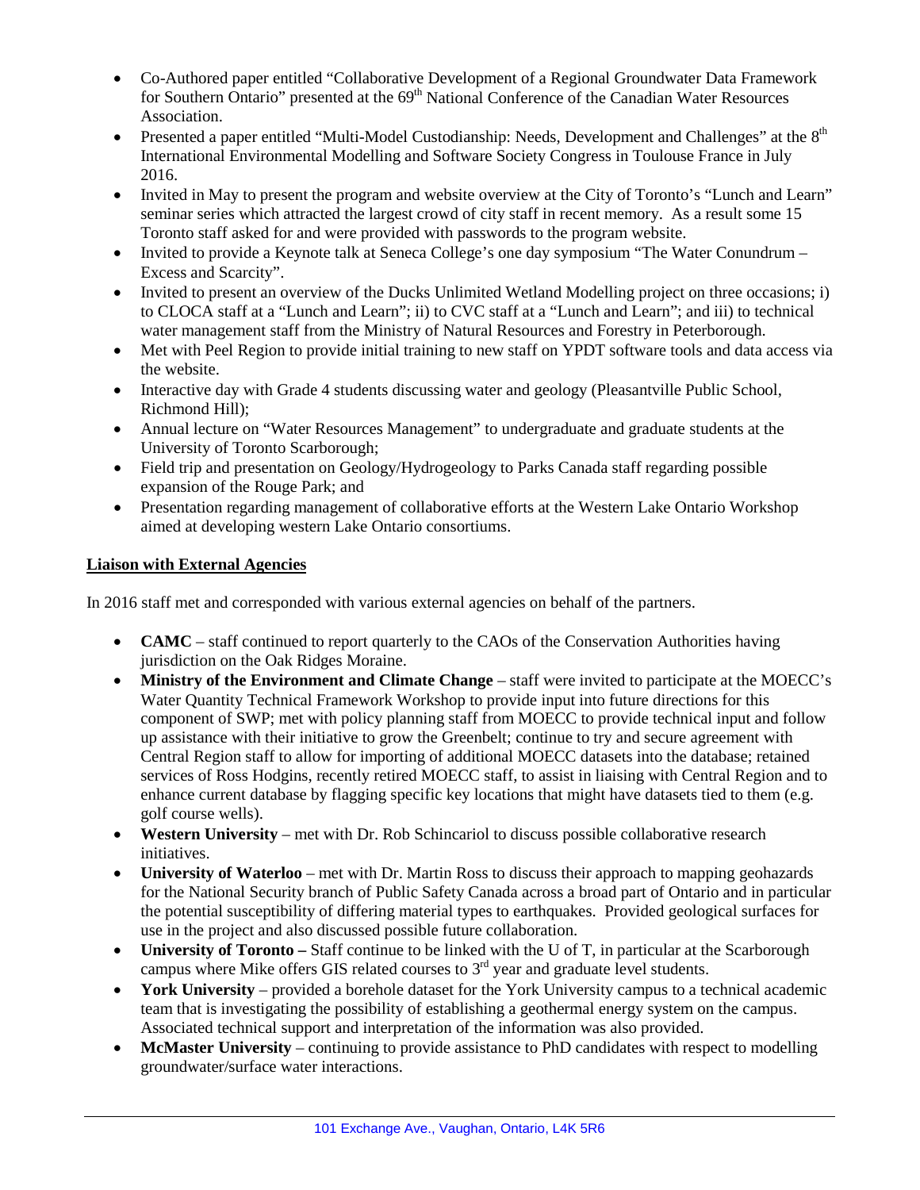- Co-Authored paper entitled "Collaborative Development of a Regional Groundwater Data Framework for Southern Ontario" presented at the 69th National Conference of the Canadian Water Resources Association.
- Presented a paper entitled "Multi-Model Custodianship: Needs, Development and Challenges" at the 8th International Environmental Modelling and Software Society Congress in Toulouse France in July 2016.
- Invited in May to present the program and website overview at the City of Toronto's "Lunch and Learn" seminar series which attracted the largest crowd of city staff in recent memory. As a result some 15 Toronto staff asked for and were provided with passwords to the program website.
- Invited to provide a Keynote talk at Seneca College's one day symposium "The Water Conundrum – Excess and Scarcity".
- Invited to present an overview of the Ducks Unlimited Wetland Modelling project on three occasions; i) to CLOCA staff at a "Lunch and Learn"; ii) to CVC staff at a "Lunch and Learn"; and iii) to technical water management staff from the Ministry of Natural Resources and Forestry in Peterborough.
- Met with Peel Region to provide initial training to new staff on YPDT software tools and data access via the website.
- Interactive day with Grade 4 students discussing water and geology (Pleasantville Public School, Richmond Hill);
- Annual lecture on "Water Resources Management" to undergraduate and graduate students at the University of Toronto Scarborough;
- Field trip and presentation on Geology/Hydrogeology to Parks Canada staff regarding possible expansion of the Rouge Park; and
- Presentation regarding management of collaborative efforts at the Western Lake Ontario Workshop aimed at developing western Lake Ontario consortiums.

**Liaison with External Agencies**

In 2016 staff met and corresponded with various external agencies on behalf of the partners.

- **CAMC** – staff continued to report quarterly to the CAOs of the Conservation Authorities having jurisdiction on the Oak Ridges Moraine.
- **Ministry of the Environment and Climate Change** – staff were invited to participate at the MOECC's Water Quantity Technical Framework Workshop to provide input into future directions for this component of SWP; met with policy planning staff from MOECC to provide technical input and follow up assistance with their initiative to grow the Greenbelt; continue to try and secure agreement with Central Region staff to allow for importing of additional MOECC datasets into the database; retained services of Ross Hodgins, recently retired MOECC staff, to assist in liaising with Central Region and to enhance current database by flagging specific key locations that might have datasets tied to them (e.g. golf course wells).
- **Western University** – met with Dr. Rob Schincariol to discuss possible collaborative research initiatives.
- **University of Waterloo** – met with Dr. Martin Ross to discuss their approach to mapping geohazards for the National Security branch of Public Safety Canada across a broad part of Ontario and in particular the potential susceptibility of differing material types to earthquakes. Provided geological surfaces for use in the project and also discussed possible future collaboration.
- **University of Toronto –** Staff continue to be linked with the U of T, in particular at the Scarborough campus where Mike offers GIS related courses to 3rd year and graduate level students.
- **York University** – provided a borehole dataset for the York University campus to a technical academic team that is investigating the possibility of establishing a geothermal energy system on the campus. Associated technical support and interpretation of the information was also provided.
- **McMaster University** – continuing to provide assistance to PhD candidates with respect to modelling groundwater/surface water interactions.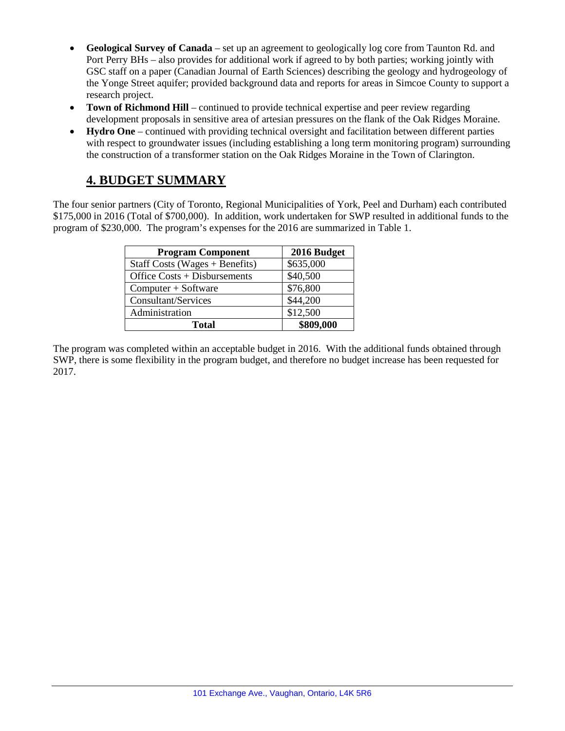- **Geological Survey of Canada** – set up an agreement to geologically log core from Taunton Rd. and Port Perry BHs – also provides for additional work if agreed to by both parties; working jointly with GSC staff on a paper (Canadian Journal of Earth Sciences) describing the geology and hydrogeology of the Yonge Street aquifer; provided background data and reports for areas in Simcoe County to support a research project.
- **Town of Richmond Hill** – continued to provide technical expertise and peer review regarding development proposals in sensitive area of artesian pressures on the flank of the Oak Ridges Moraine.
- **Hydro One** – continued with providing technical oversight and facilitation between different parties with respect to groundwater issues (including establishing a long term monitoring program) surrounding the construction of a transformer station on the Oak Ridges Moraine in the Town of Clarington.

## 4. BUDGET SUMMARY

The four senior partners (City of Toronto, Regional Municipalities of York, Peel and Durham) each contributed \$175,000 in 2016 (Total of \$700,000). In addition, work undertaken for SWP resulted in additional funds to the program of \$230,000. The program's expenses for the 2016 are summarized in Table 1.

| Program Component | 2016 Budget |
|---|---|
| Staff Costs (Wages + Benefits) | \$635,000 |
| Office Costs + Disbursements | \$40,500 |
| Computer + Software | \$76,800 |
| Consultant/Services | \$44,200 |
| Administration | \$12,500 |
| **Total** | **\$809,000** |

The program was completed within an acceptable budget in 2016. With the additional funds obtained through SWP, there is some flexibility in the program budget, and therefore no budget increase has been requested for 2017.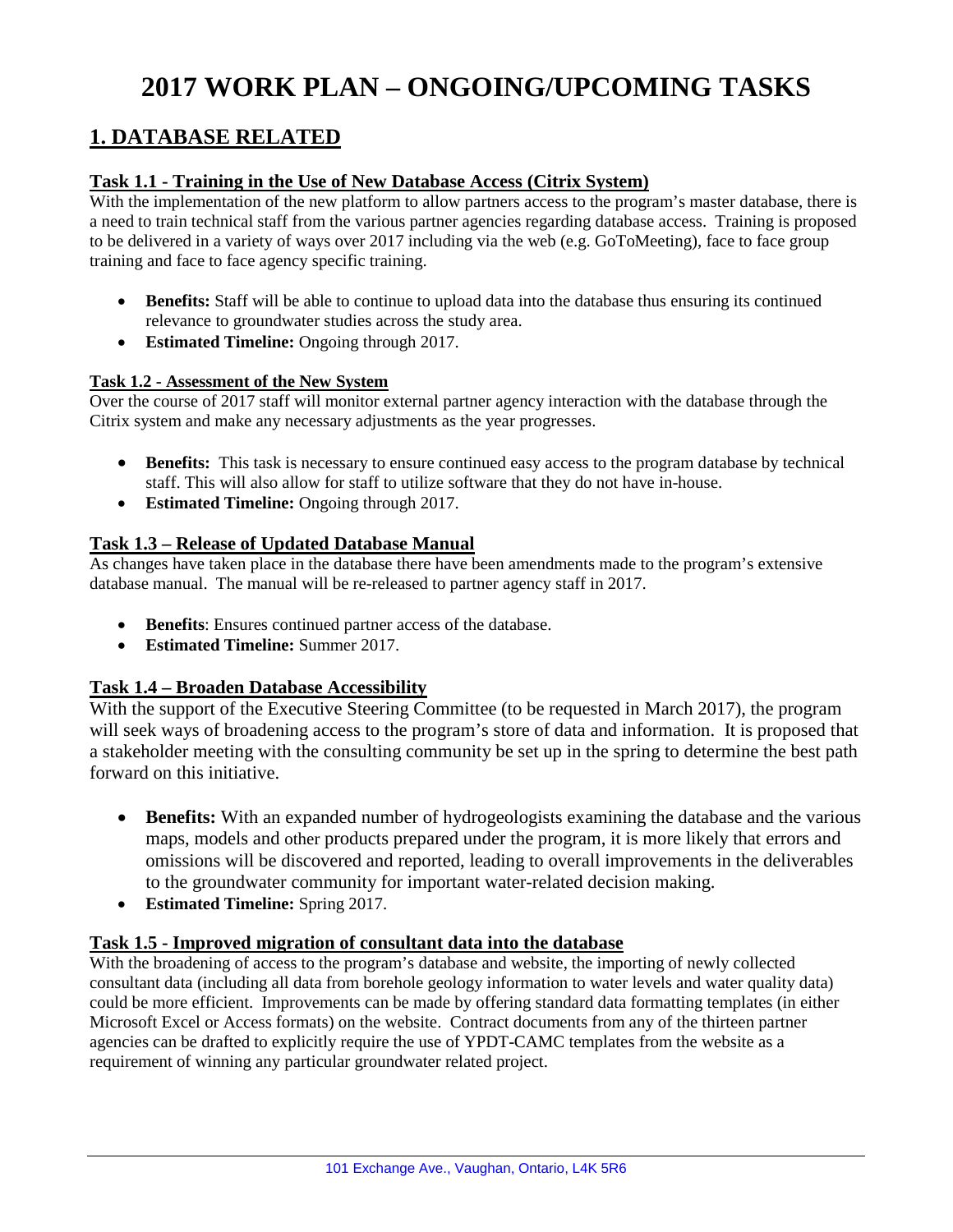# 2017 WORK PLAN – ONGOING/UPCOMING TASKS

## 1. DATABASE RELATED

### Task 1.1 - Training in the Use of New Database Access (Citrix System)

With the implementation of the new platform to allow partners access to the program's master database, there is a need to train technical staff from the various partner agencies regarding database access. Training is proposed to be delivered in a variety of ways over 2017 including via the web (e.g. GoToMeeting), face to face group training and face to face agency specific training.

- **Benefits:** Staff will be able to continue to upload data into the database thus ensuring its continued relevance to groundwater studies across the study area.
- **Estimated Timeline:** Ongoing through 2017.

### Task 1.2 - Assessment of the New System

Over the course of 2017 staff will monitor external partner agency interaction with the database through the Citrix system and make any necessary adjustments as the year progresses.

- **Benefits:** This task is necessary to ensure continued easy access to the program database by technical staff. This will also allow for staff to utilize software that they do not have in-house.
- **Estimated Timeline:** Ongoing through 2017.

### Task 1.3 – Release of Updated Database Manual

As changes have taken place in the database there have been amendments made to the program's extensive database manual. The manual will be re-released to partner agency staff in 2017.

- **Benefits**: Ensures continued partner access of the database.
- **Estimated Timeline:** Summer 2017.

### Task 1.4 – Broaden Database Accessibility

With the support of the Executive Steering Committee (to be requested in March 2017), the program will seek ways of broadening access to the program's store of data and information. It is proposed that a stakeholder meeting with the consulting community be set up in the spring to determine the best path forward on this initiative.

- **Benefits:** With an expanded number of hydrogeologists examining the database and the various maps, models and other products prepared under the program, it is more likely that errors and omissions will be discovered and reported, leading to overall improvements in the deliverables to the groundwater community for important water-related decision making.
- **Estimated Timeline:** Spring 2017.

### Task 1.5 - Improved migration of consultant data into the database

With the broadening of access to the program's database and website, the importing of newly collected consultant data (including all data from borehole geology information to water levels and water quality data) could be more efficient. Improvements can be made by offering standard data formatting templates (in either Microsoft Excel or Access formats) on the website. Contract documents from any of the thirteen partner agencies can be drafted to explicitly require the use of YPDT-CAMC templates from the website as a requirement of winning any particular groundwater related project.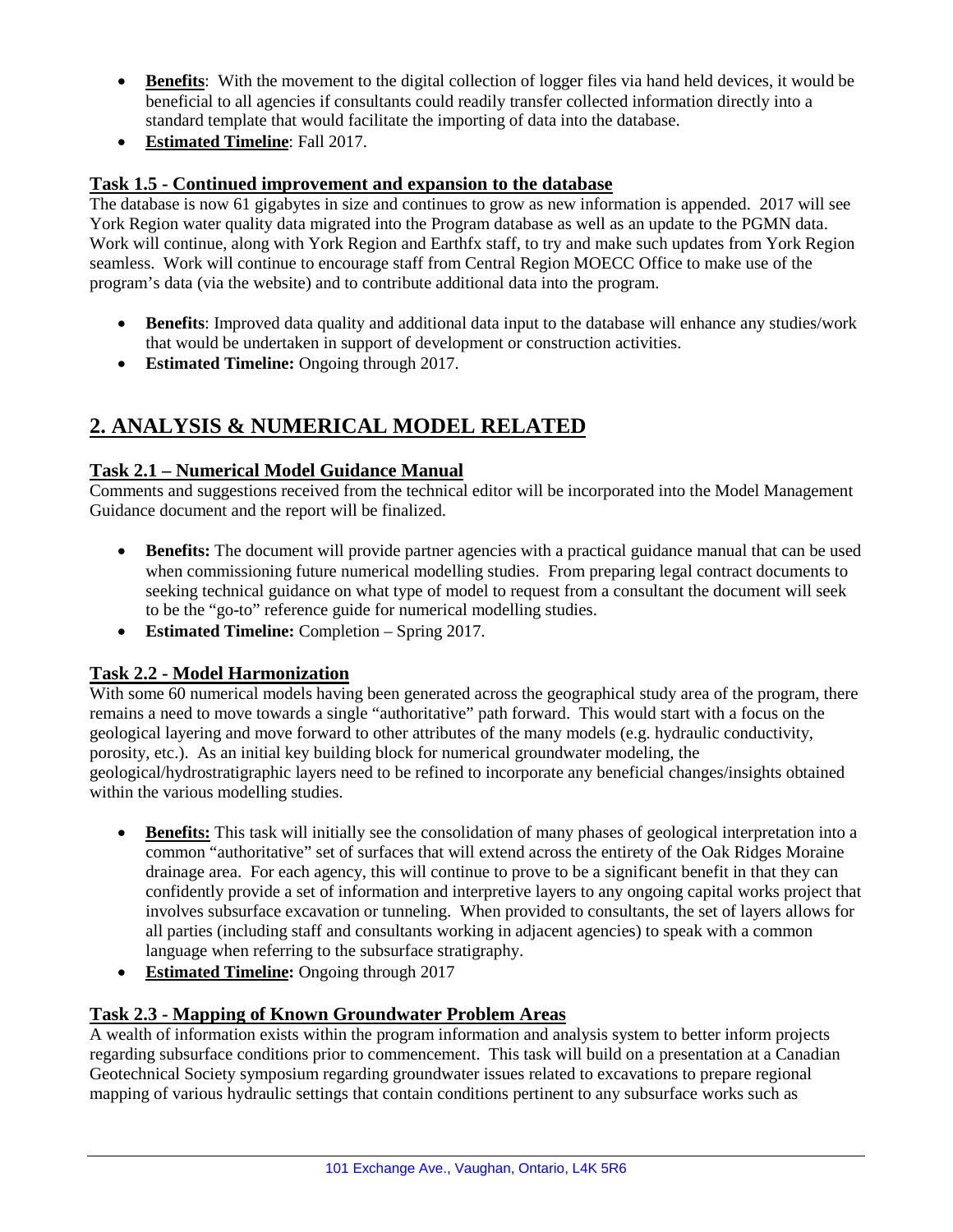- **Benefits**: With the movement to the digital collection of logger files via hand held devices, it would be beneficial to all agencies if consultants could readily transfer collected information directly into a standard template that would facilitate the importing of data into the database.
- **Estimated Timeline**: Fall 2017.

### Task 1.5 - Continued improvement and expansion to the database

The database is now 61 gigabytes in size and continues to grow as new information is appended. 2017 will see York Region water quality data migrated into the Program database as well as an update to the PGMN data. Work will continue, along with York Region and Earthfx staff, to try and make such updates from York Region seamless. Work will continue to encourage staff from Central Region MOECC Office to make use of the program's data (via the website) and to contribute additional data into the program.

- **Benefits**: Improved data quality and additional data input to the database will enhance any studies/work that would be undertaken in support of development or construction activities.
- **Estimated Timeline:** Ongoing through 2017.

## 2. ANALYSIS & NUMERICAL MODEL RELATED

### Task 2.1 – Numerical Model Guidance Manual

Comments and suggestions received from the technical editor will be incorporated into the Model Management Guidance document and the report will be finalized.

- **Benefits:** The document will provide partner agencies with a practical guidance manual that can be used when commissioning future numerical modelling studies. From preparing legal contract documents to seeking technical guidance on what type of model to request from a consultant the document will seek to be the "go-to" reference guide for numerical modelling studies.
- **Estimated Timeline:** Completion – Spring 2017.

### Task 2.2 - Model Harmonization

With some 60 numerical models having been generated across the geographical study area of the program, there remains a need to move towards a single "authoritative" path forward. This would start with a focus on the geological layering and move forward to other attributes of the many models (e.g. hydraulic conductivity, porosity, etc.). As an initial key building block for numerical groundwater modeling, the geological/hydrostratigraphic layers need to be refined to incorporate any beneficial changes/insights obtained within the various modelling studies.

- **Benefits:** This task will initially see the consolidation of many phases of geological interpretation into a common "authoritative" set of surfaces that will extend across the entirety of the Oak Ridges Moraine drainage area. For each agency, this will continue to prove to be a significant benefit in that they can confidently provide a set of information and interpretive layers to any ongoing capital works project that involves subsurface excavation or tunneling. When provided to consultants, the set of layers allows for all parties (including staff and consultants working in adjacent agencies) to speak with a common language when referring to the subsurface stratigraphy.
- **Estimated Timeline:** Ongoing through 2017

### Task 2.3 - Mapping of Known Groundwater Problem Areas

A wealth of information exists within the program information and analysis system to better inform projects regarding subsurface conditions prior to commencement. This task will build on a presentation at a Canadian Geotechnical Society symposium regarding groundwater issues related to excavations to prepare regional mapping of various hydraulic settings that contain conditions pertinent to any subsurface works such as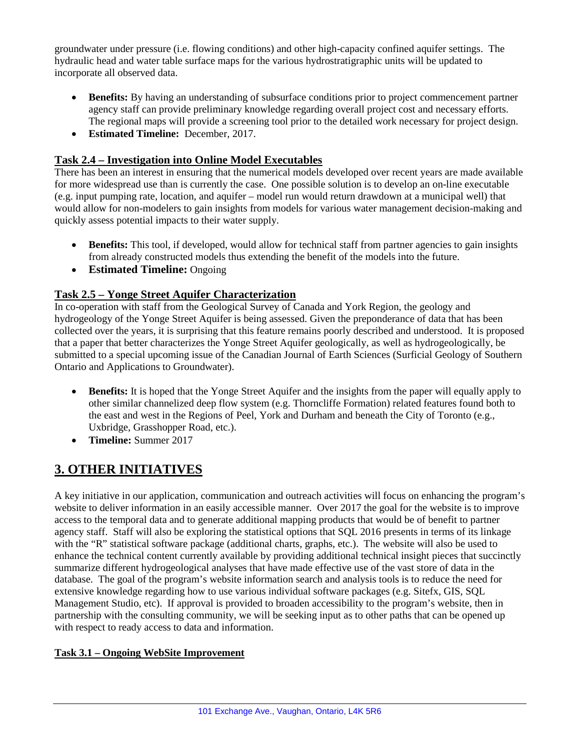groundwater under pressure (i.e. flowing conditions) and other high-capacity confined aquifer settings. The hydraulic head and water table surface maps for the various hydrostratigraphic units will be updated to incorporate all observed data.

- **Benefits:** By having an understanding of subsurface conditions prior to project commencement partner agency staff can provide preliminary knowledge regarding overall project cost and necessary efforts. The regional maps will provide a screening tool prior to the detailed work necessary for project design.
- **Estimated Timeline:** December, 2017.

### Task 2.4 – Investigation into Online Model Executables

There has been an interest in ensuring that the numerical models developed over recent years are made available for more widespread use than is currently the case. One possible solution is to develop an on-line executable (e.g. input pumping rate, location, and aquifer – model run would return drawdown at a municipal well) that would allow for non-modelers to gain insights from models for various water management decision-making and quickly assess potential impacts to their water supply.

- **Benefits:** This tool, if developed, would allow for technical staff from partner agencies to gain insights from already constructed models thus extending the benefit of the models into the future.
- **Estimated Timeline:** Ongoing

### Task 2.5 – Yonge Street Aquifer Characterization

In co-operation with staff from the Geological Survey of Canada and York Region, the geology and hydrogeology of the Yonge Street Aquifer is being assessed. Given the preponderance of data that has been collected over the years, it is surprising that this feature remains poorly described and understood. It is proposed that a paper that better characterizes the Yonge Street Aquifer geologically, as well as hydrogeologically, be submitted to a special upcoming issue of the Canadian Journal of Earth Sciences (Surficial Geology of Southern Ontario and Applications to Groundwater).

- **Benefits:** It is hoped that the Yonge Street Aquifer and the insights from the paper will equally apply to other similar channelized deep flow system (e.g. Thorncliffe Formation) related features found both to the east and west in the Regions of Peel, York and Durham and beneath the City of Toronto (e.g., Uxbridge, Grasshopper Road, etc.).
- **Timeline:** Summer 2017

## 3. OTHER INITIATIVES

A key initiative in our application, communication and outreach activities will focus on enhancing the program's website to deliver information in an easily accessible manner. Over 2017 the goal for the website is to improve access to the temporal data and to generate additional mapping products that would be of benefit to partner agency staff. Staff will also be exploring the statistical options that SQL 2016 presents in terms of its linkage with the "R" statistical software package (additional charts, graphs, etc.). The website will also be used to enhance the technical content currently available by providing additional technical insight pieces that succinctly summarize different hydrogeological analyses that have made effective use of the vast store of data in the database. The goal of the program's website information search and analysis tools is to reduce the need for extensive knowledge regarding how to use various individual software packages (e.g. Sitefx, GIS, SQL Management Studio, etc). If approval is provided to broaden accessibility to the program's website, then in partnership with the consulting community, we will be seeking input as to other paths that can be opened up with respect to ready access to data and information.

### Task 3.1 – Ongoing WebSite Improvement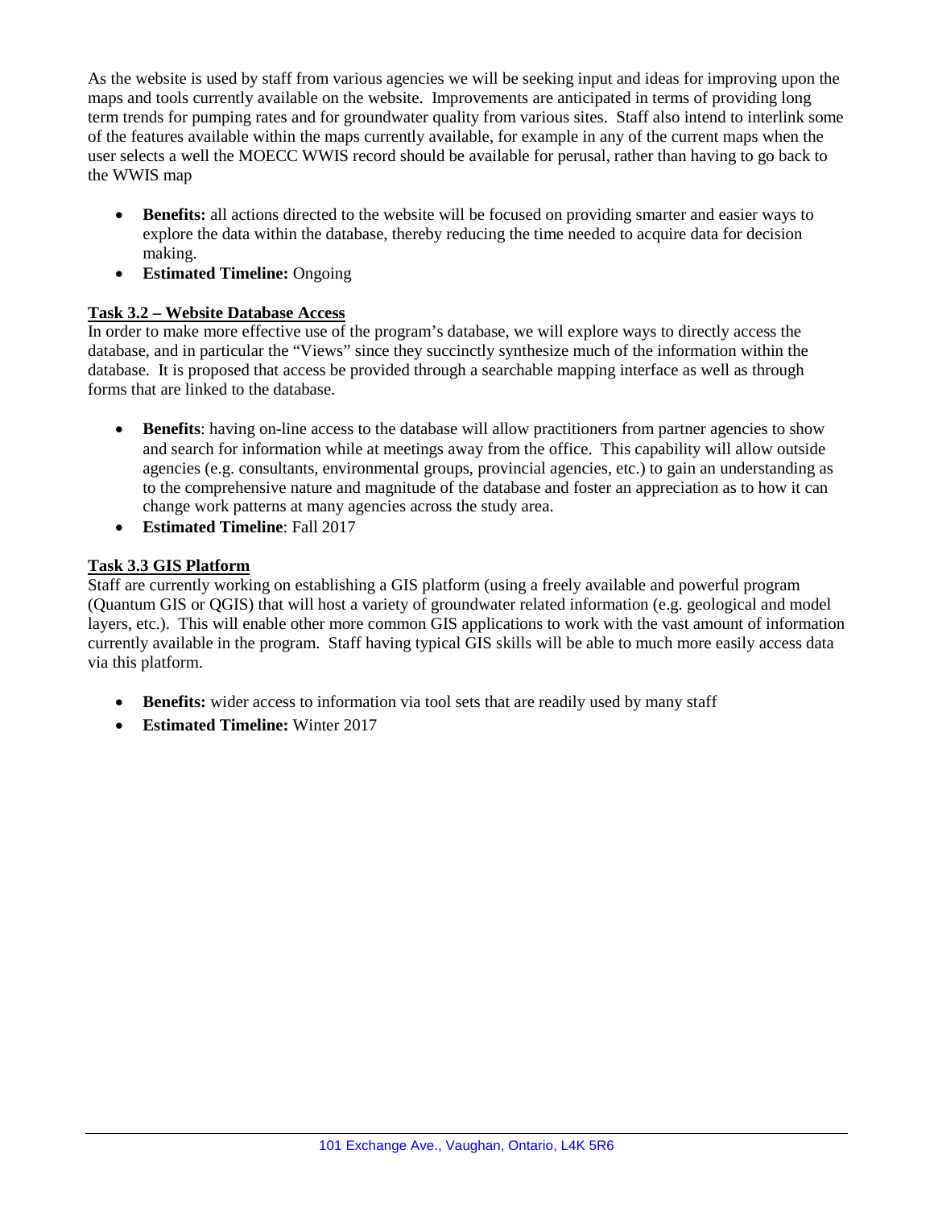As the website is used by staff from various agencies we will be seeking input and ideas for improving upon the maps and tools currently available on the website. Improvements are anticipated in terms of providing long term trends for pumping rates and for groundwater quality from various sites. Staff also intend to interlink some of the features available within the maps currently available, for example in any of the current maps when the user selects a well the MOECC WWIS record should be available for perusal, rather than having to go back to the WWIS map

- **Benefits:** all actions directed to the website will be focused on providing smarter and easier ways to explore the data within the database, thereby reducing the time needed to acquire data for decision making.
- **Estimated Timeline:** Ongoing

**Task 3.2 – Website Database Access**

In order to make more effective use of the program's database, we will explore ways to directly access the database, and in particular the "Views" since they succinctly synthesize much of the information within the database. It is proposed that access be provided through a searchable mapping interface as well as through forms that are linked to the database.

- **Benefits**: having on-line access to the database will allow practitioners from partner agencies to show and search for information while at meetings away from the office. This capability will allow outside agencies (e.g. consultants, environmental groups, provincial agencies, etc.) to gain an understanding as to the comprehensive nature and magnitude of the database and foster an appreciation as to how it can change work patterns at many agencies across the study area.
- **Estimated Timeline**: Fall 2017

**Task 3.3 GIS Platform**

Staff are currently working on establishing a GIS platform (using a freely available and powerful program (Quantum GIS or QGIS) that will host a variety of groundwater related information (e.g. geological and model layers, etc.). This will enable other more common GIS applications to work with the vast amount of information currently available in the program. Staff having typical GIS skills will be able to much more easily access data via this platform.

- **Benefits:** wider access to information via tool sets that are readily used by many staff
- **Estimated Timeline:** Winter 2017